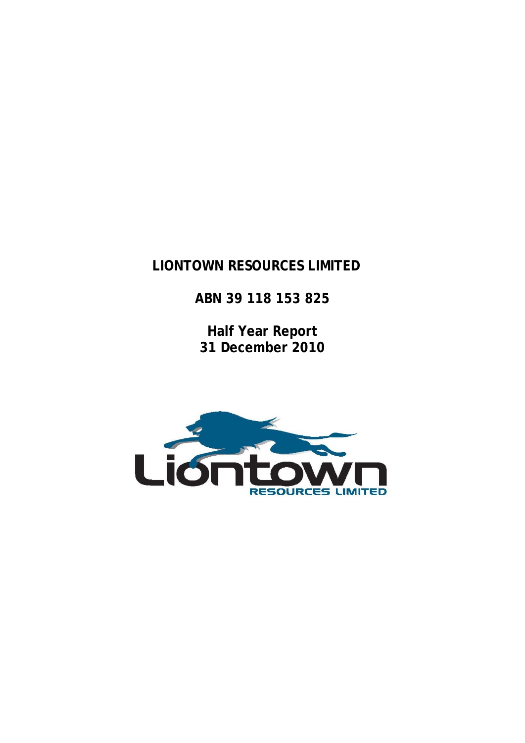# LIONTOWN RESOURCES LIMITED

**ABN 39 118 153 825**

**Half Year Report**
**31 December 2010**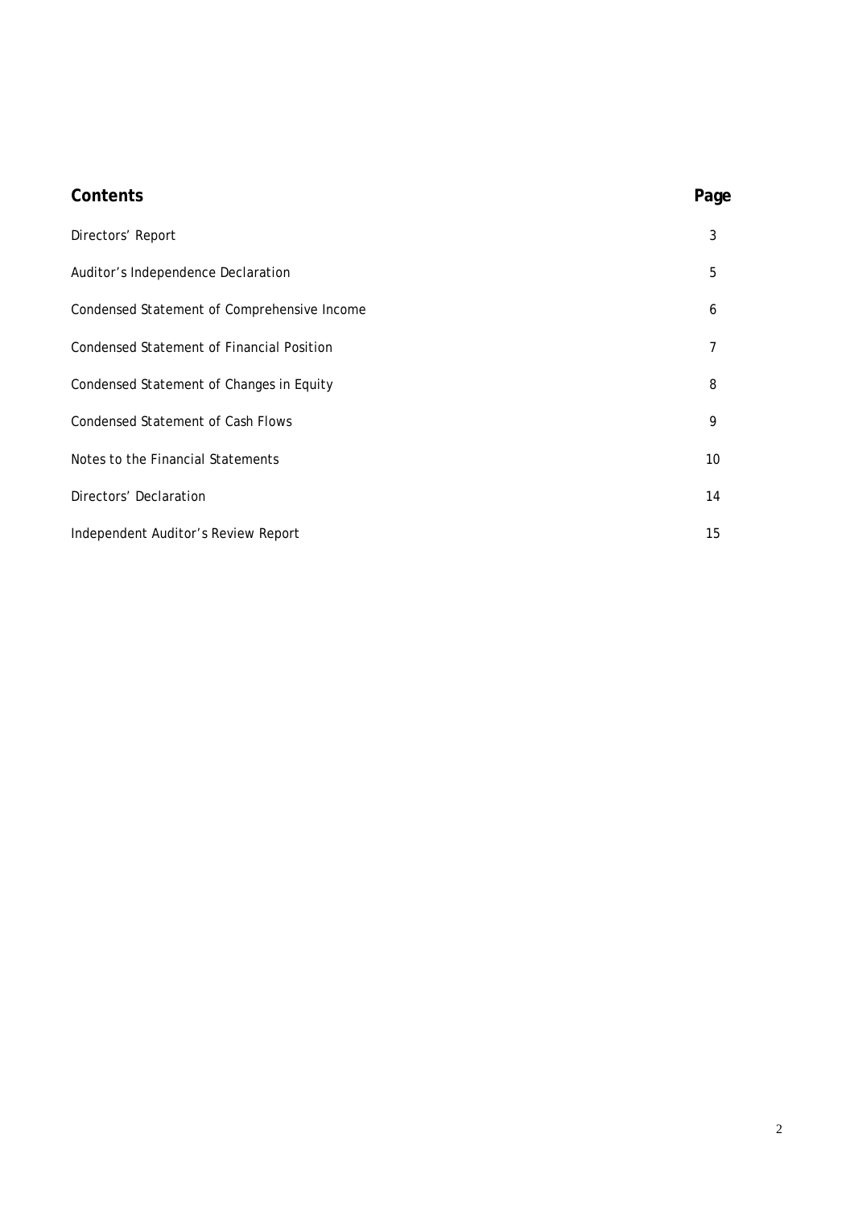| **Contents** | **Page** |
| --- | --- |
| Directors' Report | 3 |
| Auditor's Independence Declaration | 5 |
| Condensed Statement of Comprehensive Income | 6 |
| Condensed Statement of Financial Position | 7 |
| Condensed Statement of Changes in Equity | 8 |
| Condensed Statement of Cash Flows | 9 |
| Notes to the Financial Statements | 10 |
| Directors' Declaration | 14 |
| Independent Auditor's Review Report | 15 |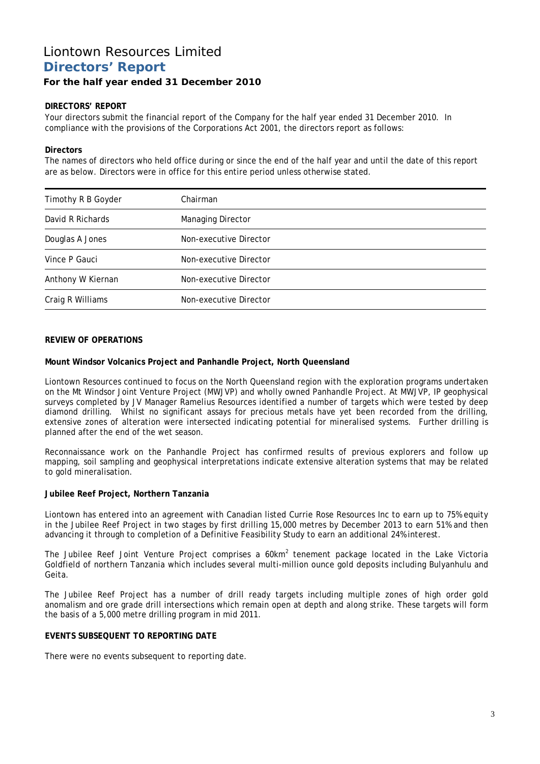# Liontown Resources Limited

## Directors' Report

### For the half year ended 31 December 2010

**DIRECTORS' REPORT**

Your directors submit the financial report of the Company for the half year ended 31 December 2010. In compliance with the provisions of the Corporations Act 2001, the directors report as follows:

**Directors**

The names of directors who held office during or since the end of the half year and until the date of this report are as below. Directors were in office for this entire period unless otherwise stated.

| | |
|---|---|
| Timothy R B Goyder | Chairman |
| David R Richards | Managing Director |
| Douglas A Jones | Non-executive Director |
| Vince P Gauci | Non-executive Director |
| Anthony W Kiernan | Non-executive Director |
| Craig R Williams | Non-executive Director |

**REVIEW OF OPERATIONS**

**Mount Windsor Volcanics Project and Panhandle Project, North Queensland**

Liontown Resources continued to focus on the North Queensland region with the exploration programs undertaken on the Mt Windsor Joint Venture Project (MWJVP) and wholly owned Panhandle Project. At MWJVP, IP geophysical surveys completed by JV Manager Ramelius Resources identified a number of targets which were tested by deep diamond drilling. Whilst no significant assays for precious metals have yet been recorded from the drilling, extensive zones of alteration were intersected indicating potential for mineralised systems. Further drilling is planned after the end of the wet season.

Reconnaissance work on the Panhandle Project has confirmed results of previous explorers and follow up mapping, soil sampling and geophysical interpretations indicate extensive alteration systems that may be related to gold mineralisation.

**Jubilee Reef Project, Northern Tanzania**

Liontown has entered into an agreement with Canadian listed Currie Rose Resources Inc to earn up to 75% equity in the Jubilee Reef Project in two stages by first drilling 15,000 metres by December 2013 to earn 51% and then advancing it through to completion of a Definitive Feasibility Study to earn an additional 24% interest.

The Jubilee Reef Joint Venture Project comprises a 60km$^2$ tenement package located in the Lake Victoria Goldfield of northern Tanzania which includes several multi-million ounce gold deposits including Bulyanhulu and Geita.

The Jubilee Reef Project has a number of drill ready targets including multiple zones of high order gold anomalism and ore grade drill intersections which remain open at depth and along strike. These targets will form the basis of a 5,000 metre drilling program in mid 2011.

**EVENTS SUBSEQUENT TO REPORTING DATE**

There were no events subsequent to reporting date.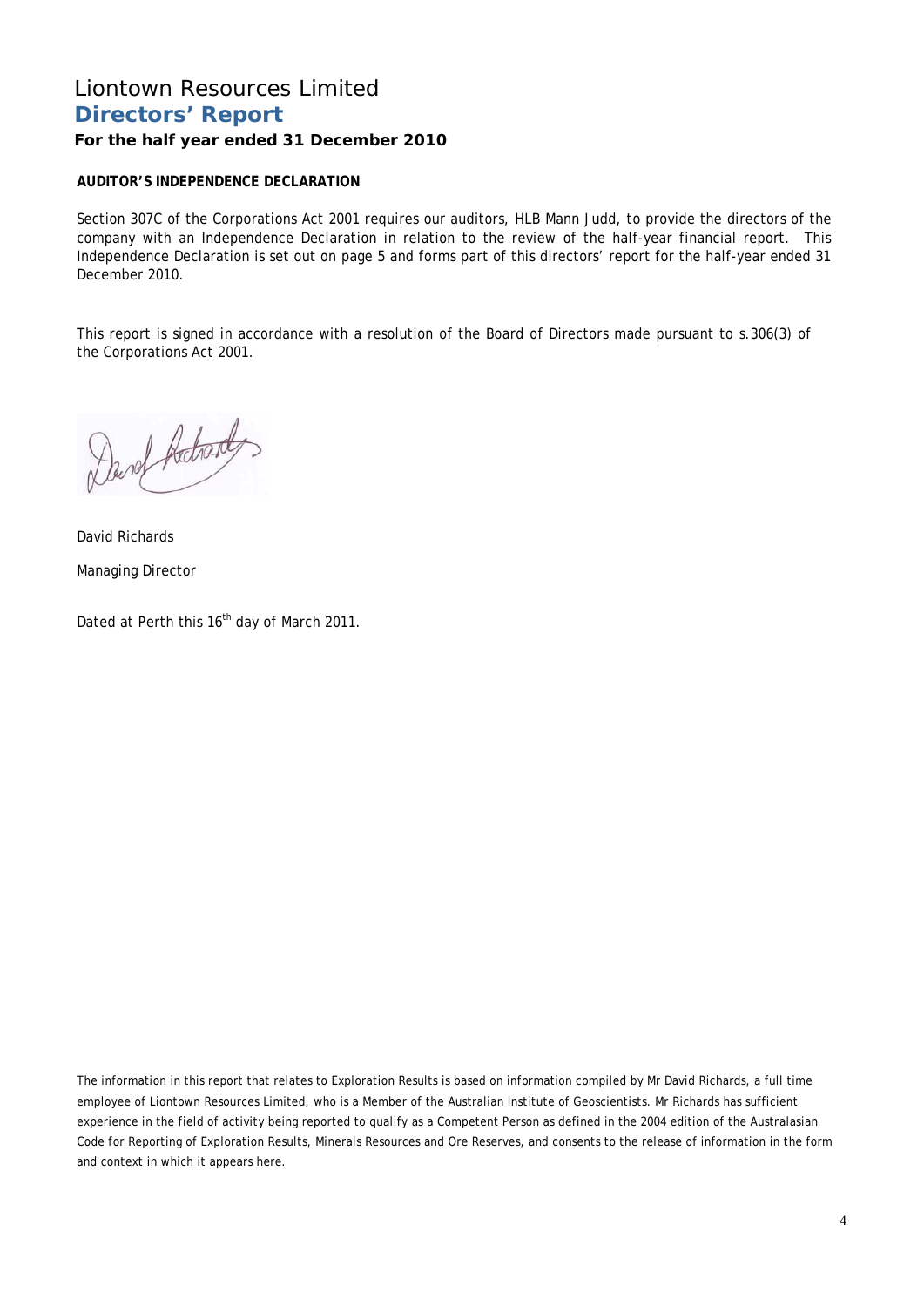# Liontown Resources Limited

## Directors' Report

### For the half year ended 31 December 2010

**AUDITOR'S INDEPENDENCE DECLARATION**

Section 307C of the Corporations Act 2001 requires our auditors, HLB Mann Judd, to provide the directors of the company with an Independence Declaration in relation to the review of the half-year financial report. This Independence Declaration is set out on page 5 and forms part of this directors' report for the half-year ended 31 December 2010.

This report is signed in accordance with a resolution of the Board of Directors made pursuant to s.306(3) of the Corporations Act 2001.

David Richards

Managing Director

Dated at Perth this 16th day of March 2011.

*The information in this report that relates to Exploration Results is based on information compiled by Mr David Richards, a full time employee of Liontown Resources Limited, who is a Member of the Australian Institute of Geoscientists. Mr Richards has sufficient experience in the field of activity being reported to qualify as a Competent Person as defined in the 2004 edition of the Australasian Code for Reporting of Exploration Results, Minerals Resources and Ore Reserves, and consents to the release of information in the form and context in which it appears here.*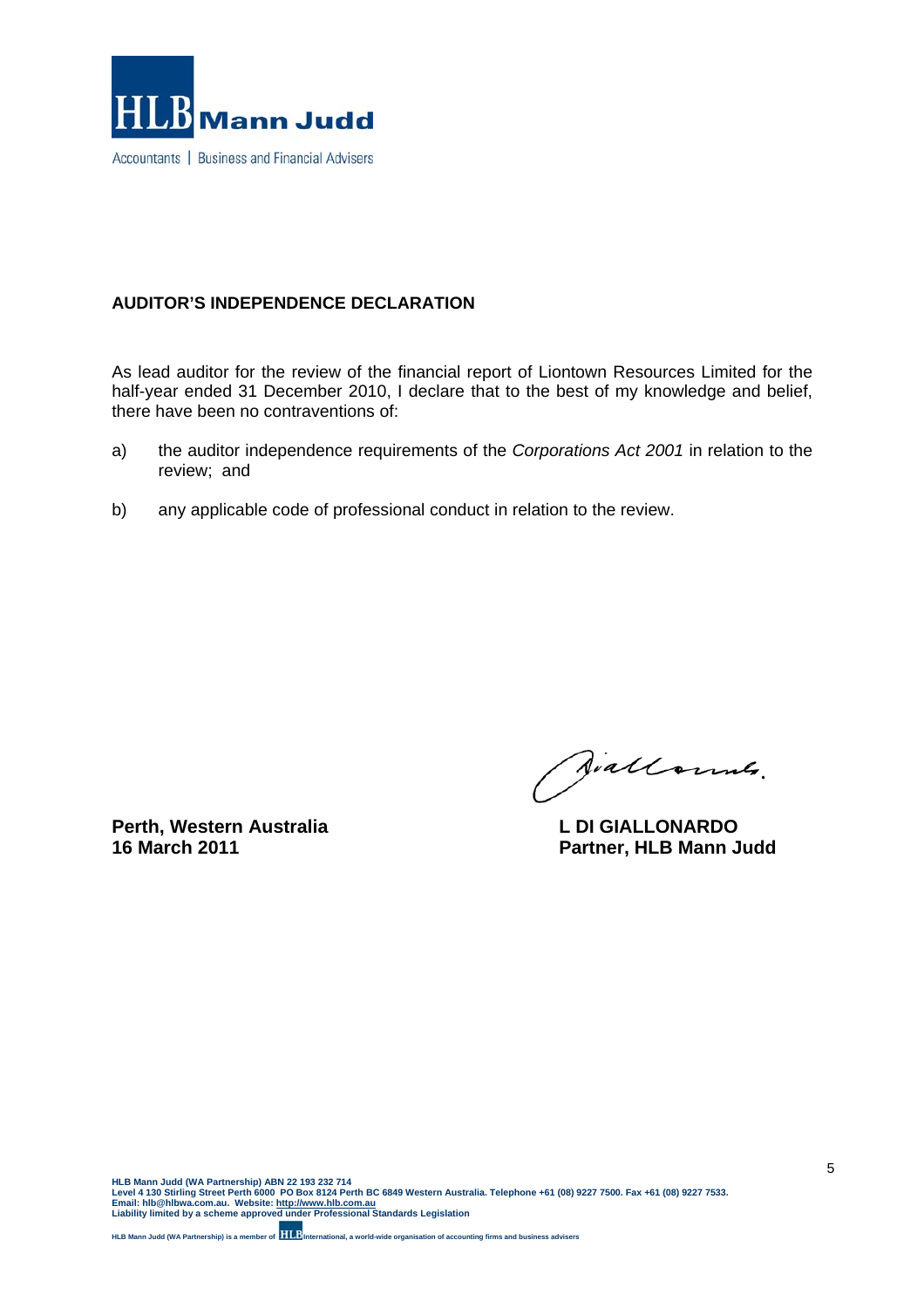HLB Mann Judd

Accountants | Business and Financial Advisers

**AUDITOR'S INDEPENDENCE DECLARATION**

As lead auditor for the review of the financial report of Liontown Resources Limited for the half-year ended 31 December 2010, I declare that to the best of my knowledge and belief, there have been no contraventions of:

a) the auditor independence requirements of the *Corporations Act 2001* in relation to the review; and

b) any applicable code of professional conduct in relation to the review.

**Perth, Western Australia**
**16 March 2011**

**L DI GIALLONARDO**
**Partner, HLB Mann Judd**

HLB Mann Judd (WA Partnership) ABN 22 193 232 714
Level 4 130 Stirling Street Perth 6000 PO Box 8124 Perth BC 6849 Western Australia. Telephone +61 (08) 9227 7500. Fax +61 (08) 9227 7533.
Email: hlb@hlbwa.com.au. Website: http://www.hlb.com.au
Liability limited by a scheme approved under Professional Standards Legislation

HLB Mann Judd (WA Partnership) is a member of HLB International, a world-wide organisation of accounting firms and business advisers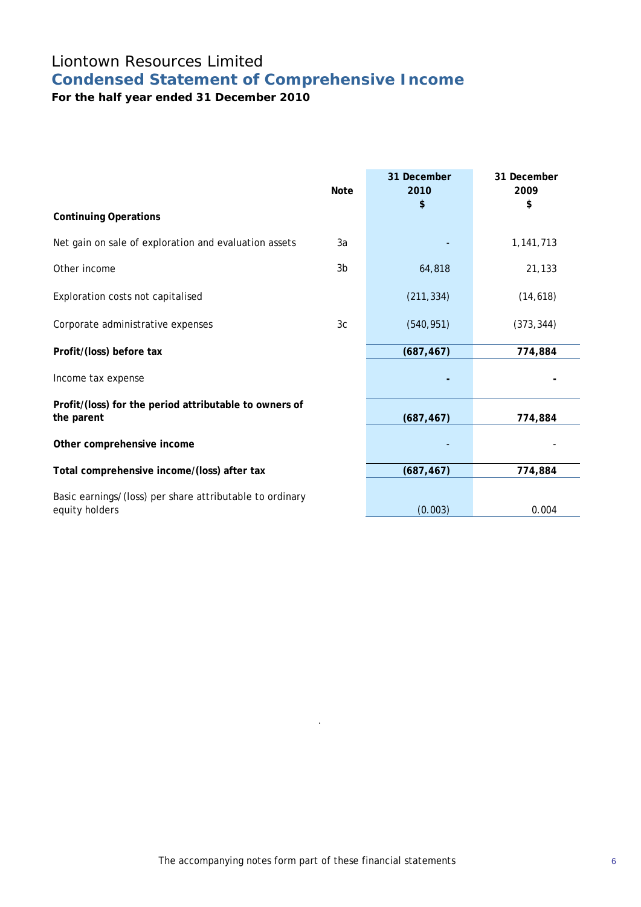# Liontown Resources Limited

## Condensed Statement of Comprehensive Income

**For the half year ended 31 December 2010**

| | Note | 31 December 2010 $ | 31 December 2009 $ |
|---|---|---|---|
| **Continuing Operations** | | | |
| Net gain on sale of exploration and evaluation assets | 3a | - | 1,141,713 |
| Other income | 3b | 64,818 | 21,133 |
| Exploration costs not capitalised | | (211,334) | (14,618) |
| Corporate administrative expenses | 3c | (540,951) | (373,344) |
| **Profit/(loss) before tax** | | **(687,467)** | **774,884** |
| Income tax expense | | **-** | **-** |
| **Profit/(loss) for the period attributable to owners of the parent** | | **(687,467)** | **774,884** |
| **Other comprehensive income** | | - | - |
| **Total comprehensive income/(loss) after tax** | | **(687,467)** | **774,884** |
| Basic earnings/(loss) per share attributable to ordinary equity holders | | (0.003) | 0.004 |

The accompanying notes form part of these financial statements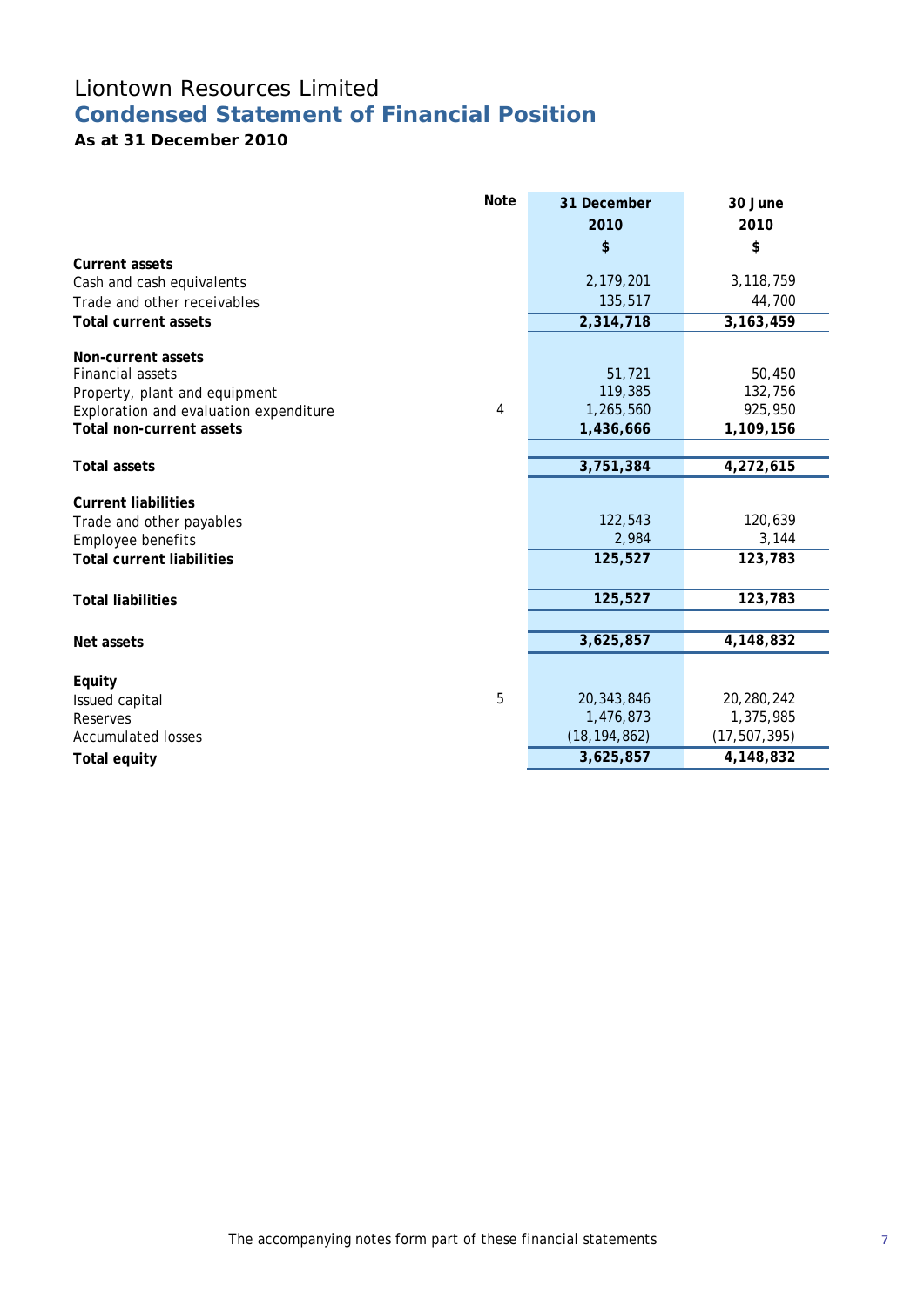# Liontown Resources Limited

## Condensed Statement of Financial Position

### As at 31 December 2010

| | Note | 31 December 2010 $ | 30 June 2010 $ |
|---|---|---|---|
| **Current assets** | | | |
| Cash and cash equivalents | | 2,179,201 | 3,118,759 |
| Trade and other receivables | | 135,517 | 44,700 |
| **Total current assets** | | **2,314,718** | **3,163,459** |
| | | | |
| **Non-current assets** | | | |
| Financial assets | | 51,721 | 50,450 |
| Property, plant and equipment | | 119,385 | 132,756 |
| Exploration and evaluation expenditure | 4 | 1,265,560 | 925,950 |
| **Total non-current assets** | | **1,436,666** | **1,109,156** |
| | | | |
| **Total assets** | | **3,751,384** | **4,272,615** |
| | | | |
| **Current liabilities** | | | |
| Trade and other payables | | 122,543 | 120,639 |
| Employee benefits | | 2,984 | 3,144 |
| **Total current liabilities** | | **125,527** | **123,783** |
| | | | |
| **Total liabilities** | | **125,527** | **123,783** |
| | | | |
| **Net assets** | | **3,625,857** | **4,148,832** |
| | | | |
| **Equity** | | | |
| Issued capital | 5 | 20,343,846 | 20,280,242 |
| Reserves | | 1,476,873 | 1,375,985 |
| Accumulated losses | | (18,194,862) | (17,507,395) |
| **Total equity** | | **3,625,857** | **4,148,832** |

The accompanying notes form part of these financial statements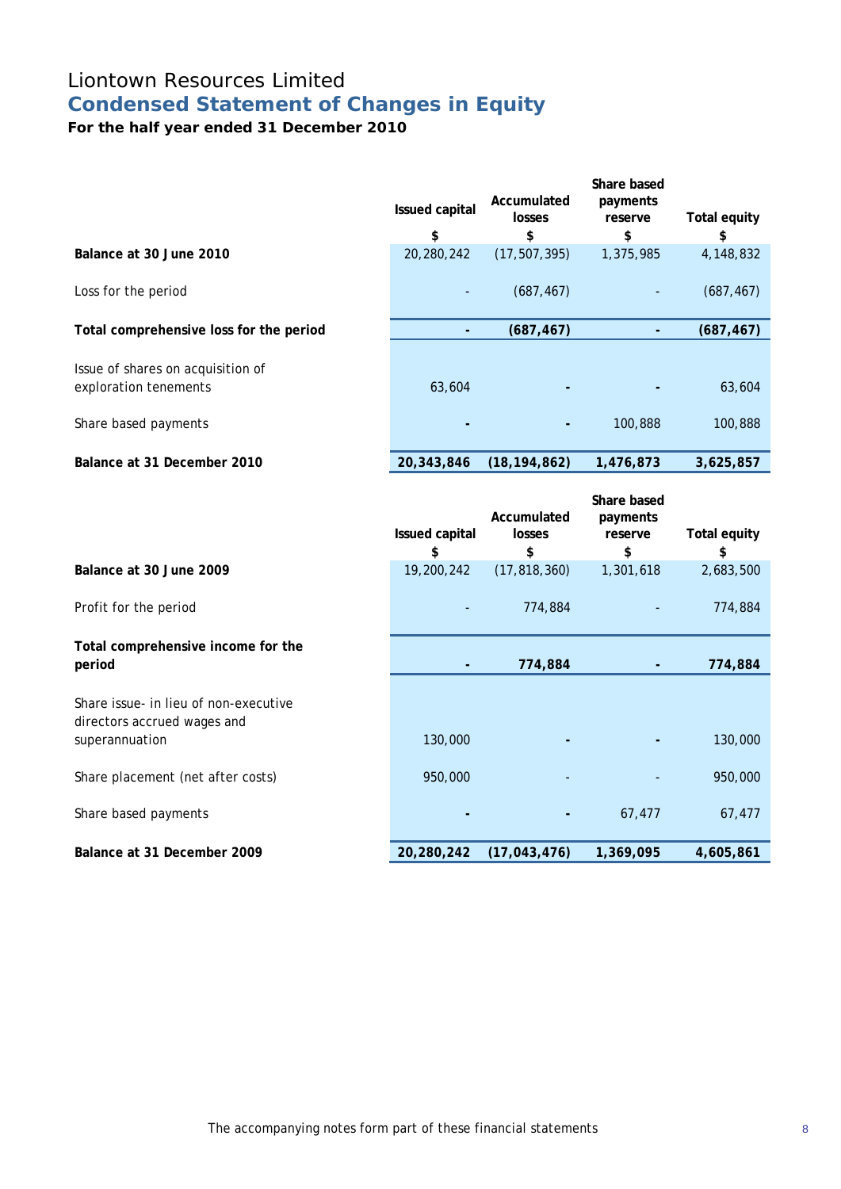# Liontown Resources Limited

## Condensed Statement of Changes in Equity

### For the half year ended 31 December 2010

| | Issued capital | Accumulated losses | Share based payments reserve | Total equity |
|---|---|---|---|---|
| | $ | $ | $ | $ |
| **Balance at 30 June 2010** | 20,280,242 | (17,507,395) | 1,375,985 | 4,148,832 |
| Loss for the period | - | (687,467) | - | (687,467) |
| **Total comprehensive loss for the period** | **-** | **(687,467)** | **-** | **(687,467)** |
| Issue of shares on acquisition of exploration tenements | 63,604 | - | - | 63,604 |
| Share based payments | - | - | 100,888 | 100,888 |
| **Balance at 31 December 2010** | **20,343,846** | **(18,194,862)** | **1,476,873** | **3,625,857** |

| | Issued capital | Accumulated losses | Share based payments reserve | Total equity |
|---|---|---|---|---|
| | $ | $ | $ | $ |
| **Balance at 30 June 2009** | 19,200,242 | (17,818,360) | 1,301,618 | 2,683,500 |
| Profit for the period | - | 774,884 | - | 774,884 |
| **Total comprehensive income for the period** | **-** | **774,884** | **-** | **774,884** |
| Share issue- in lieu of non-executive directors accrued wages and superannuation | 130,000 | - | - | 130,000 |
| Share placement (net after costs) | 950,000 | - | - | 950,000 |
| Share based payments | - | - | 67,477 | 67,477 |
| **Balance at 31 December 2009** | **20,280,242** | **(17,043,476)** | **1,369,095** | **4,605,861** |

The accompanying notes form part of these financial statements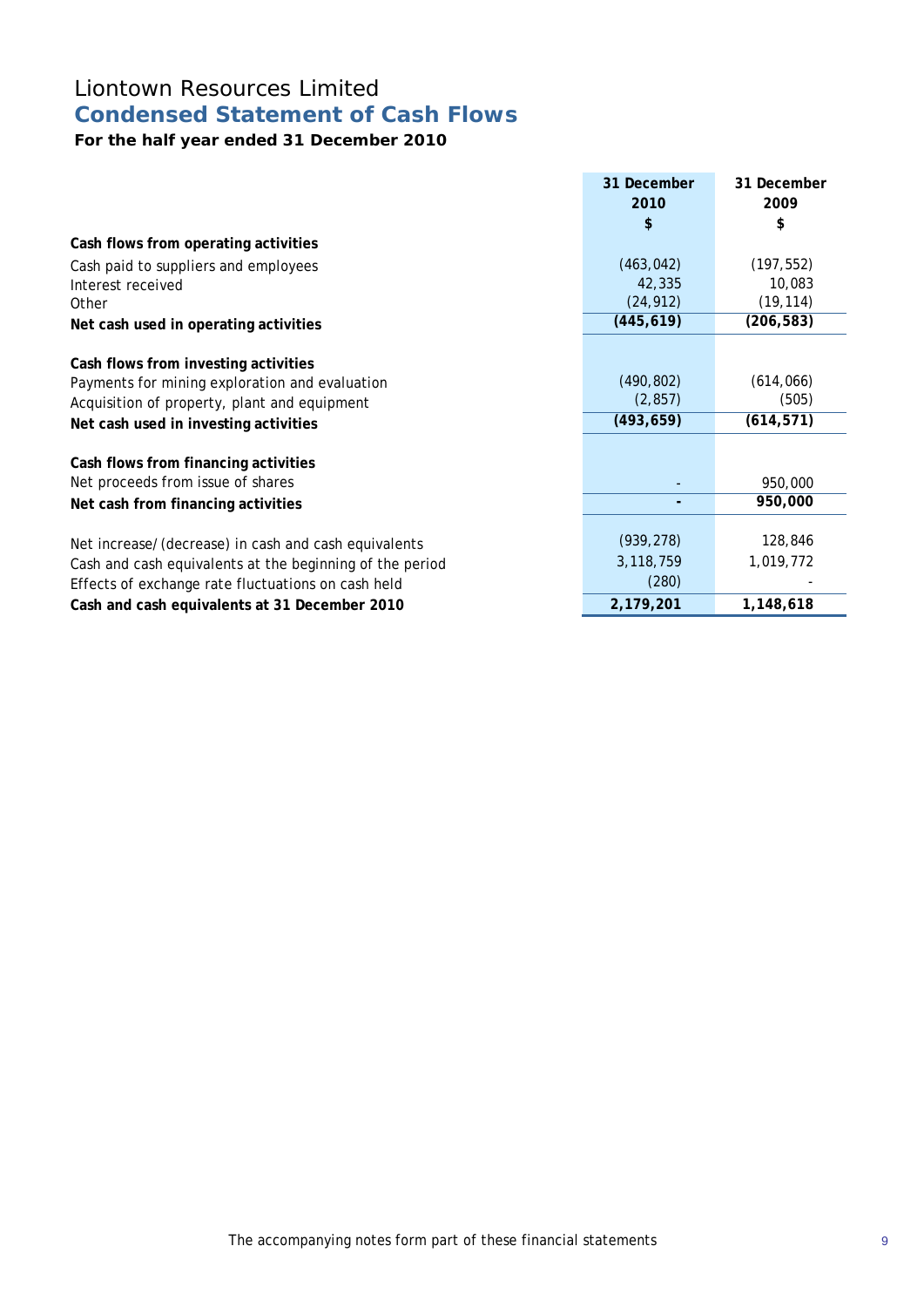# Liontown Resources Limited

## Condensed Statement of Cash Flows

### For the half year ended 31 December 2010

| | 31 December 2010 $ | 31 December 2009 $ |
|---|---|---|
| **Cash flows from operating activities** | | |
| Cash paid to suppliers and employees | (463,042) | (197,552) |
| Interest received | 42,335 | 10,083 |
| Other | (24,912) | (19,114) |
| **Net cash used in operating activities** | **(445,619)** | **(206,583)** |
| | | |
| **Cash flows from investing activities** | | |
| Payments for mining exploration and evaluation | (490,802) | (614,066) |
| Acquisition of property, plant and equipment | (2,857) | (505) |
| **Net cash used in investing activities** | **(493,659)** | **(614,571)** |
| | | |
| **Cash flows from financing activities** | | |
| Net proceeds from issue of shares | - | 950,000 |
| **Net cash from financing activities** | **-** | **950,000** |
| | | |
| Net increase/(decrease) in cash and cash equivalents | (939,278) | 128,846 |
| Cash and cash equivalents at the beginning of the period | 3,118,759 | 1,019,772 |
| Effects of exchange rate fluctuations on cash held | (280) | - |
| **Cash and cash equivalents at 31 December 2010** | **2,179,201** | **1,148,618** |

The accompanying notes form part of these financial statements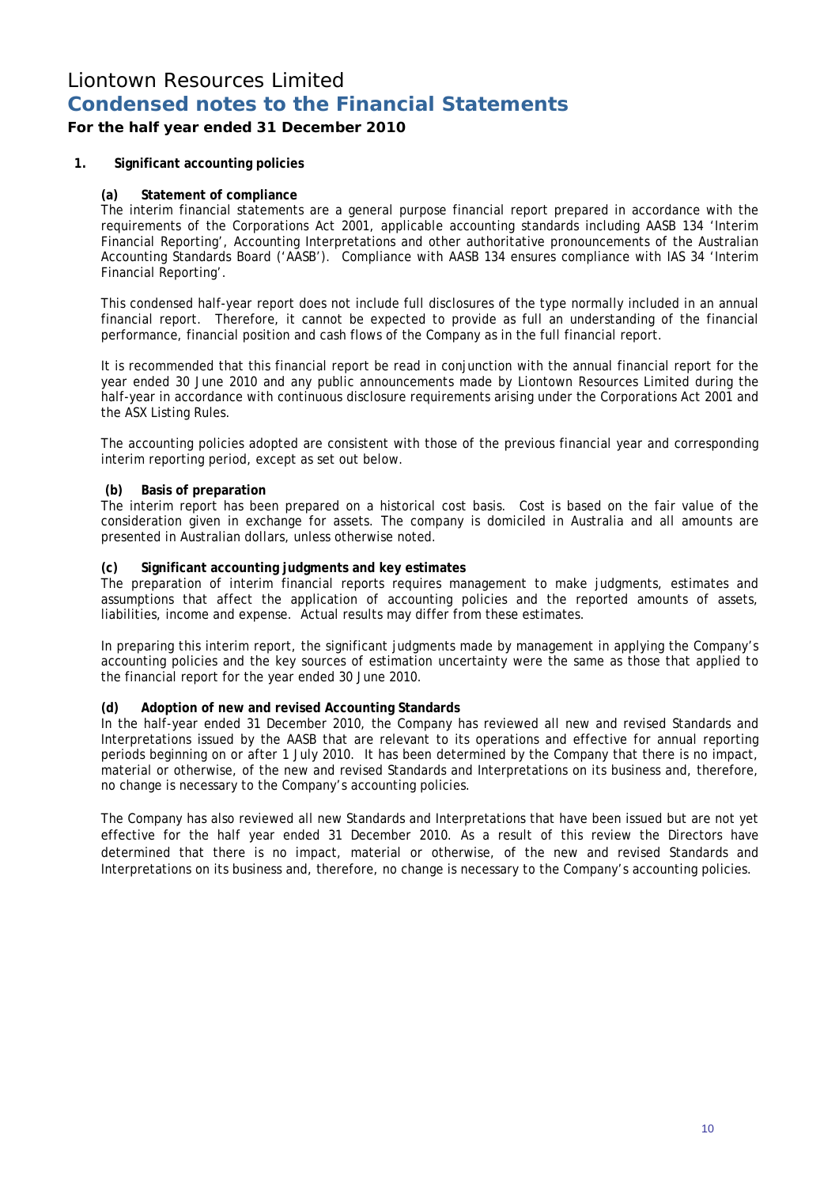# Liontown Resources Limited
## Condensed notes to the Financial Statements
### For the half year ended 31 December 2010

**1. Significant accounting policies**

**(a) Statement of compliance**

The interim financial statements are a general purpose financial report prepared in accordance with the requirements of the Corporations Act 2001, applicable accounting standards including AASB 134 'Interim Financial Reporting', Accounting Interpretations and other authoritative pronouncements of the Australian Accounting Standards Board ('AASB'). Compliance with AASB 134 ensures compliance with IAS 34 'Interim Financial Reporting'.

This condensed half-year report does not include full disclosures of the type normally included in an annual financial report. Therefore, it cannot be expected to provide as full an understanding of the financial performance, financial position and cash flows of the Company as in the full financial report.

It is recommended that this financial report be read in conjunction with the annual financial report for the year ended 30 June 2010 and any public announcements made by Liontown Resources Limited during the half-year in accordance with continuous disclosure requirements arising under the Corporations Act 2001 and the ASX Listing Rules.

The accounting policies adopted are consistent with those of the previous financial year and corresponding interim reporting period, except as set out below.

**(b) Basis of preparation**

The interim report has been prepared on a historical cost basis. Cost is based on the fair value of the consideration given in exchange for assets. The company is domiciled in Australia and all amounts are presented in Australian dollars, unless otherwise noted.

**(c) Significant accounting judgments and key estimates**

The preparation of interim financial reports requires management to make judgments, estimates and assumptions that affect the application of accounting policies and the reported amounts of assets, liabilities, income and expense. Actual results may differ from these estimates.

In preparing this interim report, the significant judgments made by management in applying the Company's accounting policies and the key sources of estimation uncertainty were the same as those that applied to the financial report for the year ended 30 June 2010.

**(d) Adoption of new and revised Accounting Standards**

In the half-year ended 31 December 2010, the Company has reviewed all new and revised Standards and Interpretations issued by the AASB that are relevant to its operations and effective for annual reporting periods beginning on or after 1 July 2010. It has been determined by the Company that there is no impact, material or otherwise, of the new and revised Standards and Interpretations on its business and, therefore, no change is necessary to the Company's accounting policies.

The Company has also reviewed all new Standards and Interpretations that have been issued but are not yet effective for the half year ended 31 December 2010. As a result of this review the Directors have determined that there is no impact, material or otherwise, of the new and revised Standards and Interpretations on its business and, therefore, no change is necessary to the Company's accounting policies.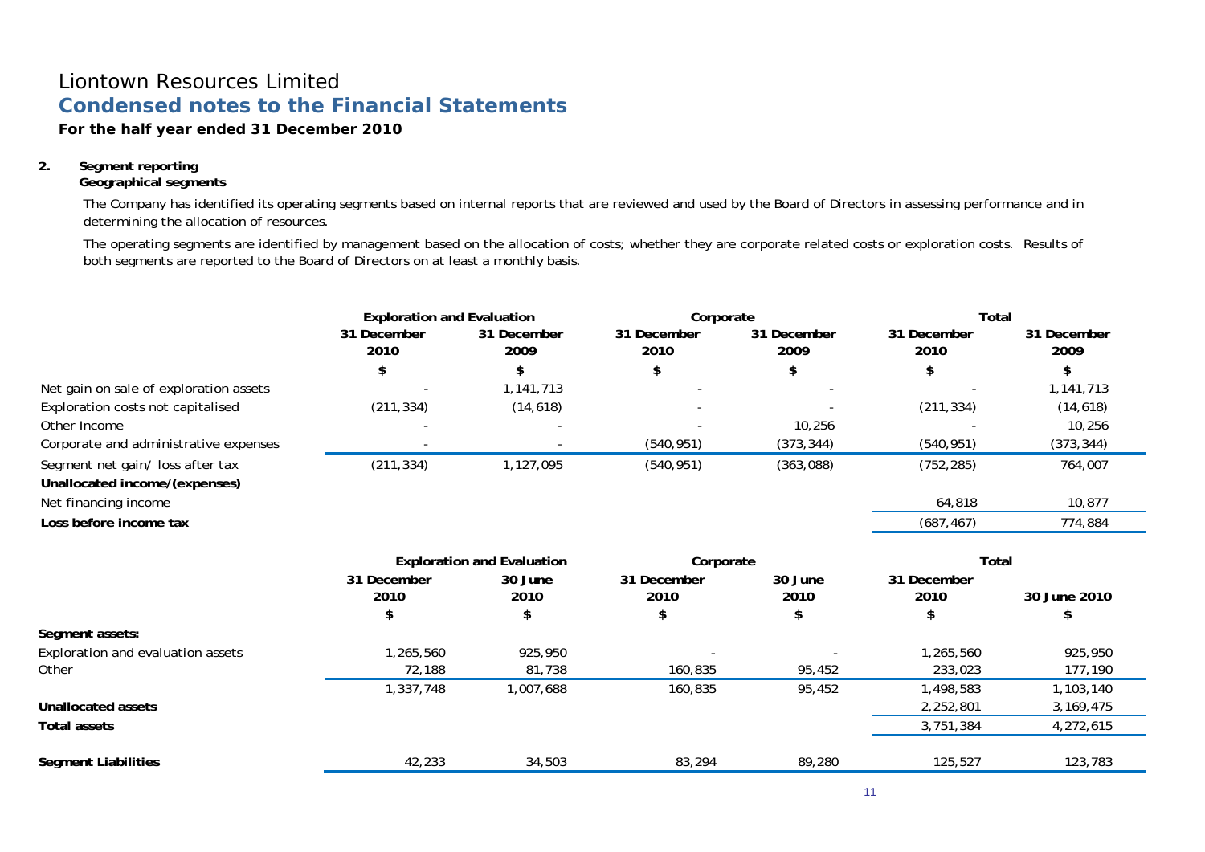# Liontown Resources Limited

## Condensed notes to the Financial Statements

**For the half year ended 31 December 2010**

**2. Segment reporting**

**Geographical segments**

The Company has identified its operating segments based on internal reports that are reviewed and used by the Board of Directors in assessing performance and in determining the allocation of resources.

The operating segments are identified by management based on the allocation of costs; whether they are corporate related costs or exploration costs. Results of both segments are reported to the Board of Directors on at least a monthly basis.

| | Exploration and Evaluation | | Corporate | | Total | |
|---|---|---|---|---|---|---|
| | 31 December 2010 | 31 December 2009 | 31 December 2010 | 31 December 2009 | 31 December 2010 | 31 December 2009 |
| | $ | $ | $ | $ | $ | $ |
| Net gain on sale of exploration assets | - | 1,141,713 | - | - | - | 1,141,713 |
| Exploration costs not capitalised | (211,334) | (14,618) | - | - | (211,334) | (14,618) |
| Other Income | - | - | - | 10,256 | - | 10,256 |
| Corporate and administrative expenses | - | - | (540,951) | (373,344) | (540,951) | (373,344) |
| Segment net gain/ loss after tax | (211,334) | 1,127,095 | (540,951) | (363,088) | (752,285) | 764,007 |
| **Unallocated income/(expenses)** | | | | | | |
| Net financing income | | | | | 64,818 | 10,877 |
| **Loss before income tax** | | | | | (687,467) | 774,884 |

| | Exploration and Evaluation | | Corporate | | Total | |
|---|---|---|---|---|---|---|
| | 31 December 2010 | 30 June 2010 | 31 December 2010 | 30 June 2010 | 31 December 2010 | 30 June 2010 |
| | $ | $ | $ | $ | $ | $ |
| **Segment assets:** | | | | | | |
| Exploration and evaluation assets | 1,265,560 | 925,950 | - | - | 1,265,560 | 925,950 |
| Other | 72,188 | 81,738 | 160,835 | 95,452 | 233,023 | 177,190 |
| | 1,337,748 | 1,007,688 | 160,835 | 95,452 | 1,498,583 | 1,103,140 |
| **Unallocated assets** | | | | | 2,252,801 | 3,169,475 |
| **Total assets** | | | | | 3,751,384 | 4,272,615 |
| **Segment Liabilities** | 42,233 | 34,503 | 83,294 | 89,280 | 125,527 | 123,783 |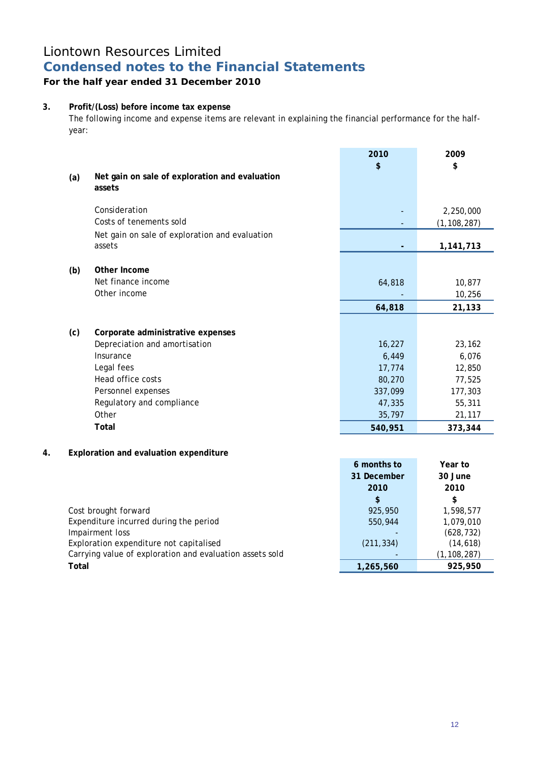# Liontown Resources Limited

## Condensed notes to the Financial Statements

### For the half year ended 31 December 2010

**3. Profit/(Loss) before income tax expense**

The following income and expense items are relevant in explaining the financial performance for the half-year:

| | | 2010<br>$ | 2009<br>$ |
|---|---|---|---|
| **(a)** | **Net gain on sale of exploration and evaluation assets** | | |
| | Consideration | - | 2,250,000 |
| | Costs of tenements sold | - | (1,108,287) |
| | Net gain on sale of exploration and evaluation assets | **-** | **1,141,713** |
| **(b)** | **Other Income** | | |
| | Net finance income | 64,818 | 10,877 |
| | Other income | - | 10,256 |
| | | **64,818** | **21,133** |
| **(c)** | **Corporate administrative expenses** | | |
| | Depreciation and amortisation | 16,227 | 23,162 |
| | Insurance | 6,449 | 6,076 |
| | Legal fees | 17,774 | 12,850 |
| | Head office costs | 80,270 | 77,525 |
| | Personnel expenses | 337,099 | 177,303 |
| | Regulatory and compliance | 47,335 | 55,311 |
| | Other | 35,797 | 21,117 |
| | **Total** | **540,951** | **373,344** |

**4. Exploration and evaluation expenditure**

| | 6 months to 31 December 2010<br>$ | Year to 30 June 2010<br>$ |
|---|---|---|
| Cost brought forward | 925,950 | 1,598,577 |
| Expenditure incurred during the period | 550,944 | 1,079,010 |
| Impairment loss | - | (628,732) |
| Exploration expenditure not capitalised | (211,334) | (14,618) |
| Carrying value of exploration and evaluation assets sold | - | (1,108,287) |
| **Total** | **1,265,560** | **925,950** |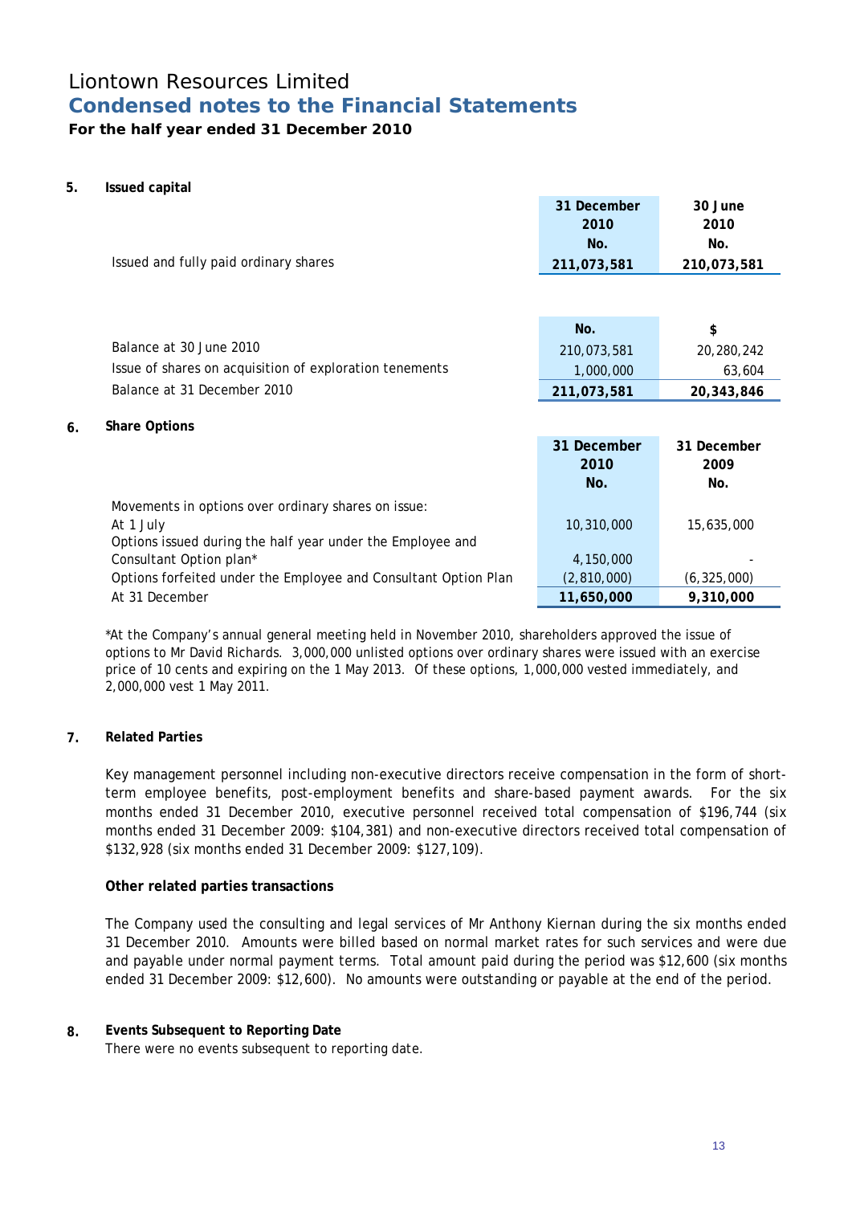# Liontown Resources Limited

## Condensed notes to the Financial Statements

**For the half year ended 31 December 2010**

**5. Issued capital**

| | 31 December 2010 No. | 30 June 2010 No. |
|---|---|---|
| Issued and fully paid ordinary shares | **211,073,581** | **210,073,581** |

| | No. | $ |
|---|---|---|
| Balance at 30 June 2010 | 210,073,581 | 20,280,242 |
| Issue of shares on acquisition of exploration tenements | 1,000,000 | 63,604 |
| Balance at 31 December 2010 | **211,073,581** | **20,343,846** |

**6. Share Options**

| | 31 December 2010 No. | 31 December 2009 No. |
|---|---|---|
| Movements in options over ordinary shares on issue: | | |
| At 1 July | 10,310,000 | 15,635,000 |
| Options issued during the half year under the Employee and Consultant Option plan* | 4,150,000 | - |
| Options forfeited under the Employee and Consultant Option Plan | (2,810,000) | (6,325,000) |
| At 31 December | **11,650,000** | **9,310,000** |

*At the Company's annual general meeting held in November 2010, shareholders approved the issue of options to Mr David Richards. 3,000,000 unlisted options over ordinary shares were issued with an exercise price of 10 cents and expiring on the 1 May 2013. Of these options, 1,000,000 vested immediately, and 2,000,000 vest 1 May 2011.

**7. Related Parties**

Key management personnel including non-executive directors receive compensation in the form of short-term employee benefits, post-employment benefits and share-based payment awards. For the six months ended 31 December 2010, executive personnel received total compensation of $196,744 (six months ended 31 December 2009: $104,381) and non-executive directors received total compensation of $132,928 (six months ended 31 December 2009: $127,109).

**Other related parties transactions**

The Company used the consulting and legal services of Mr Anthony Kiernan during the six months ended 31 December 2010. Amounts were billed based on normal market rates for such services and were due and payable under normal payment terms. Total amount paid during the period was $12,600 (six months ended 31 December 2009: $12,600). No amounts were outstanding or payable at the end of the period.

**8. Events Subsequent to Reporting Date**

There were no events subsequent to reporting date.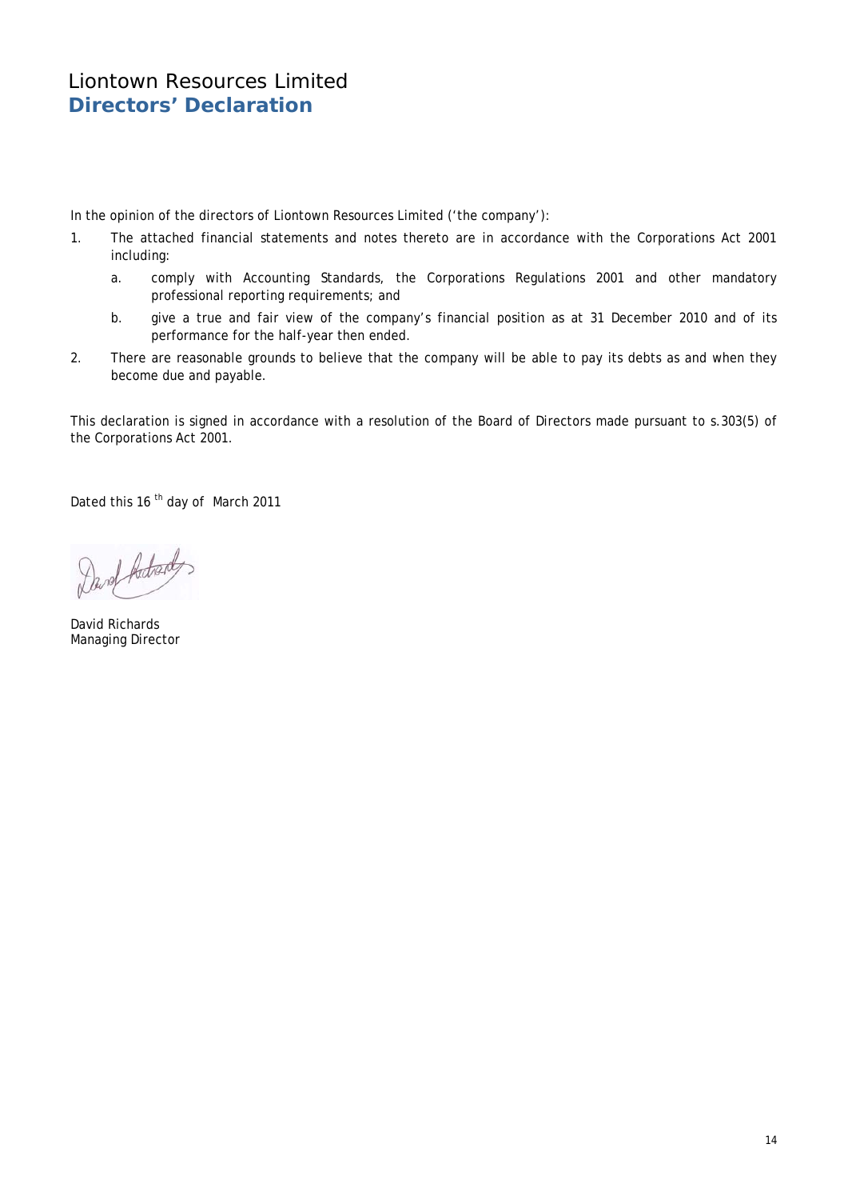Liontown Resources Limited

# Directors' Declaration

In the opinion of the directors of Liontown Resources Limited ('the company'):

1. The attached financial statements and notes thereto are in accordance with the Corporations Act 2001 including:

   a. comply with Accounting Standards, the Corporations Regulations 2001 and other mandatory professional reporting requirements; and

   b. give a true and fair view of the company's financial position as at 31 December 2010 and of its performance for the half-year then ended.

2. There are reasonable grounds to believe that the company will be able to pay its debts as and when they become due and payable.

This declaration is signed in accordance with a resolution of the Board of Directors made pursuant to s.303(5) of the Corporations Act 2001.

Dated this 16 th day of March 2011

David Richards
Managing Director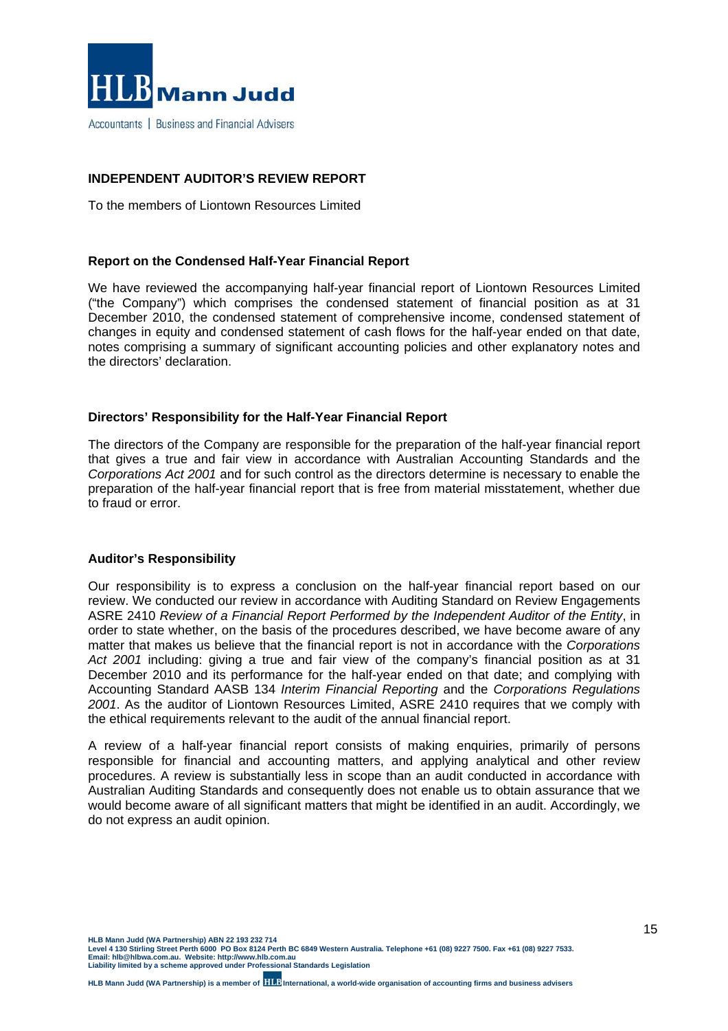**HLB Mann Judd**

Accountants | Business and Financial Advisers

## INDEPENDENT AUDITOR'S REVIEW REPORT

To the members of Liontown Resources Limited

### Report on the Condensed Half-Year Financial Report

We have reviewed the accompanying half-year financial report of Liontown Resources Limited ("the Company") which comprises the condensed statement of financial position as at 31 December 2010, the condensed statement of comprehensive income, condensed statement of changes in equity and condensed statement of cash flows for the half-year ended on that date, notes comprising a summary of significant accounting policies and other explanatory notes and the directors' declaration.

### Directors' Responsibility for the Half-Year Financial Report

The directors of the Company are responsible for the preparation of the half-year financial report that gives a true and fair view in accordance with Australian Accounting Standards and the *Corporations Act 2001* and for such control as the directors determine is necessary to enable the preparation of the half-year financial report that is free from material misstatement, whether due to fraud or error.

### Auditor's Responsibility

Our responsibility is to express a conclusion on the half-year financial report based on our review. We conducted our review in accordance with Auditing Standard on Review Engagements ASRE 2410 *Review of a Financial Report Performed by the Independent Auditor of the Entity*, in order to state whether, on the basis of the procedures described, we have become aware of any matter that makes us believe that the financial report is not in accordance with the *Corporations Act 2001* including: giving a true and fair view of the company's financial position as at 31 December 2010 and its performance for the half-year ended on that date; and complying with Accounting Standard AASB 134 *Interim Financial Reporting* and the *Corporations Regulations 2001*. As the auditor of Liontown Resources Limited, ASRE 2410 requires that we comply with the ethical requirements relevant to the audit of the annual financial report.

A review of a half-year financial report consists of making enquiries, primarily of persons responsible for financial and accounting matters, and applying analytical and other review procedures. A review is substantially less in scope than an audit conducted in accordance with Australian Auditing Standards and consequently does not enable us to obtain assurance that we would become aware of all significant matters that might be identified in an audit. Accordingly, we do not express an audit opinion.

**HLB Mann Judd (WA Partnership) ABN 22 193 232 714**
**Level 4 130 Stirling Street Perth 6000 PO Box 8124 Perth BC 6849 Western Australia. Telephone +61 (08) 9227 7500. Fax +61 (08) 9227 7533.**
**Email: hlb@hlbwa.com.au. Website: http://www.hlb.com.au**
**Liability limited by a scheme approved under Professional Standards Legislation**

**HLB Mann Judd (WA Partnership) is a member of HLB International, a world-wide organisation of accounting firms and business advisers**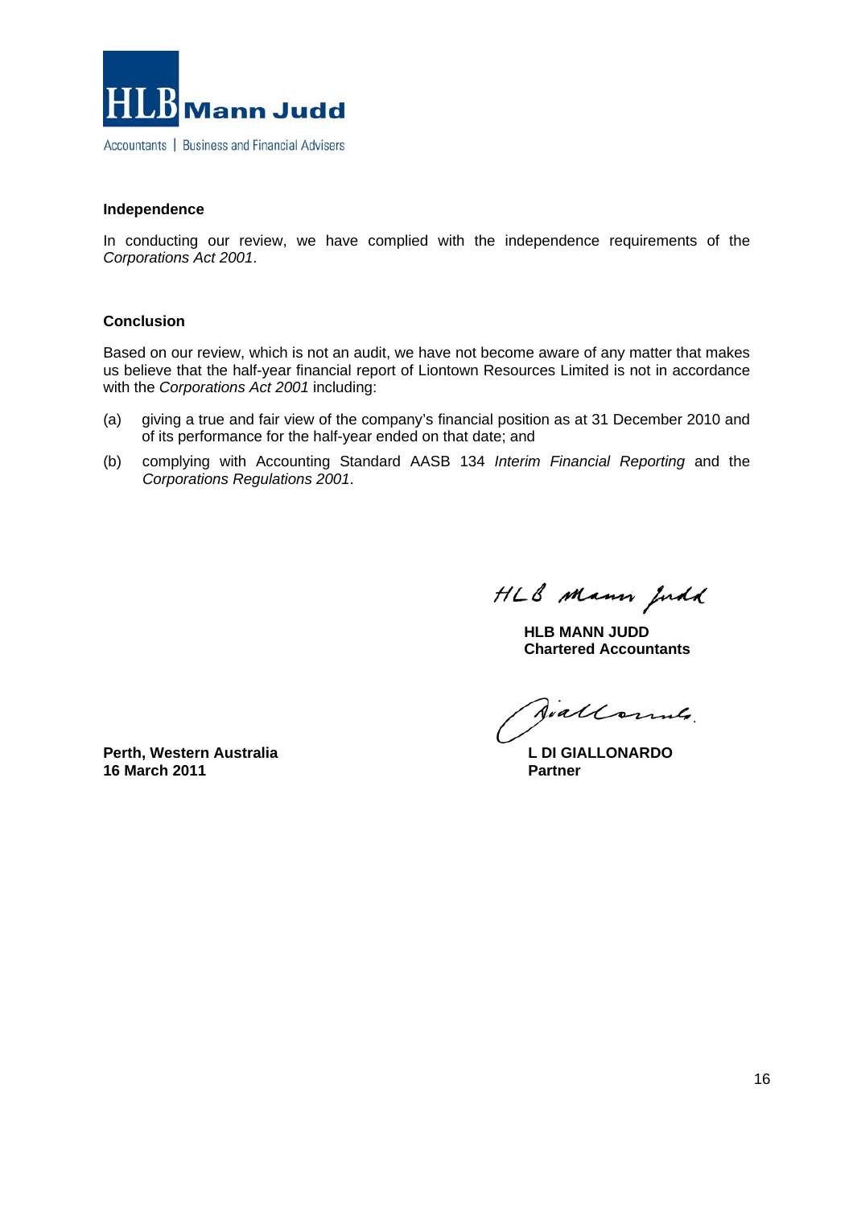**HLB Mann Judd**

Accountants | Business and Financial Advisers

**Independence**

In conducting our review, we have complied with the independence requirements of the *Corporations Act 2001*.

**Conclusion**

Based on our review, which is not an audit, we have not become aware of any matter that makes us believe that the half-year financial report of Liontown Resources Limited is not in accordance with the *Corporations Act 2001* including:

(a) giving a true and fair view of the company's financial position as at 31 December 2010 and of its performance for the half-year ended on that date; and

(b) complying with Accounting Standard AASB 134 *Interim Financial Reporting* and the *Corporations Regulations 2001*.

**HLB MANN JUDD**
**Chartered Accountants**

**L DI GIALLONARDO**
**Partner**

**Perth, Western Australia**
**16 March 2011**